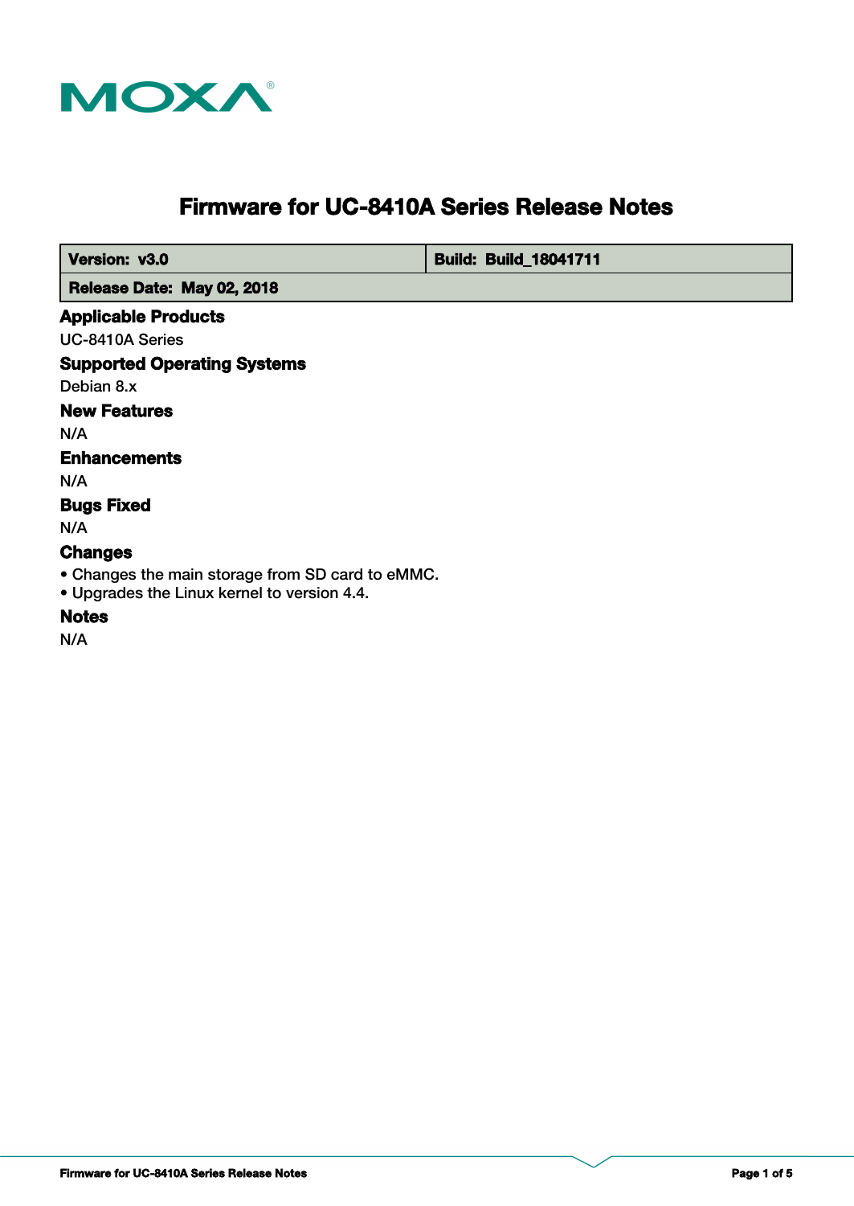MOXA

# Firmware for UC-8410A Series Release Notes

| Version: v3.0 | Build: Build_18041711 |
|---|---|
| Release Date: May 02, 2018 | |

## Applicable Products

UC-8410A Series

## Supported Operating Systems

Debian 8.x

## New Features

N/A

## Enhancements

N/A

## Bugs Fixed

N/A

## Changes

- Changes the main storage from SD card to eMMC.
- Upgrades the Linux kernel to version 4.4.

## Notes

N/A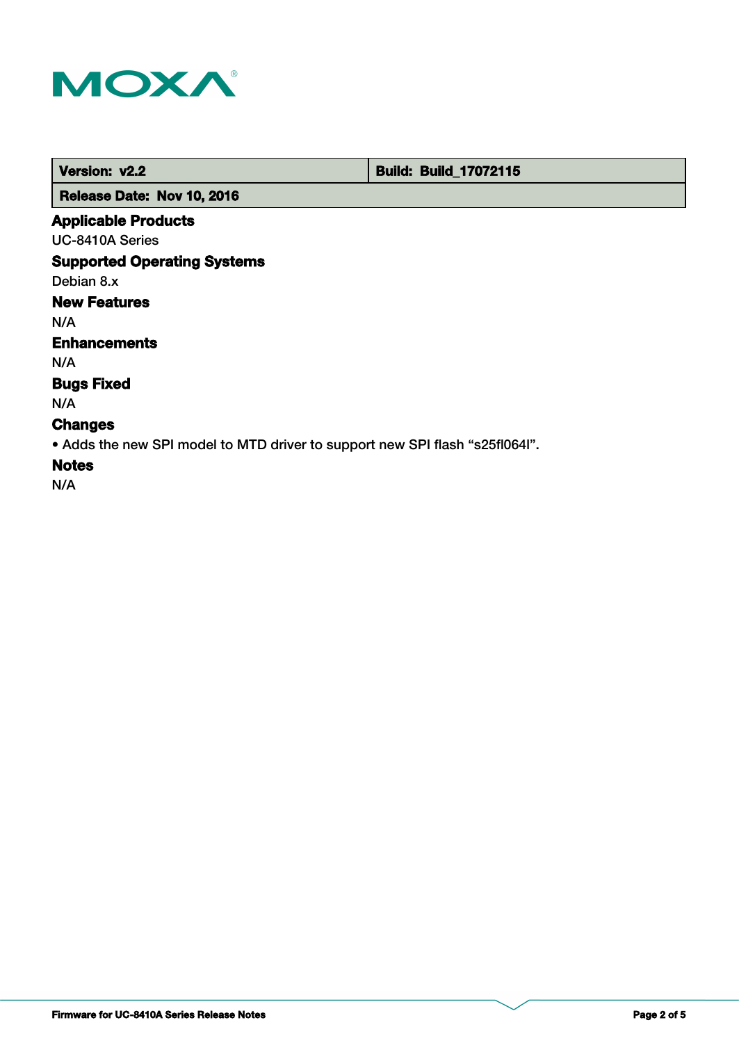| Version: v2.2 | Build: Build_17072115 |
| --- | --- |
| Release Date: Nov 10, 2016 | |

### Applicable Products

UC-8410A Series

### Supported Operating Systems

Debian 8.x

### New Features

N/A

### Enhancements

N/A

### Bugs Fixed

N/A

### Changes

- Adds the new SPI model to MTD driver to support new SPI flash “s25fl064l”.

### Notes

N/A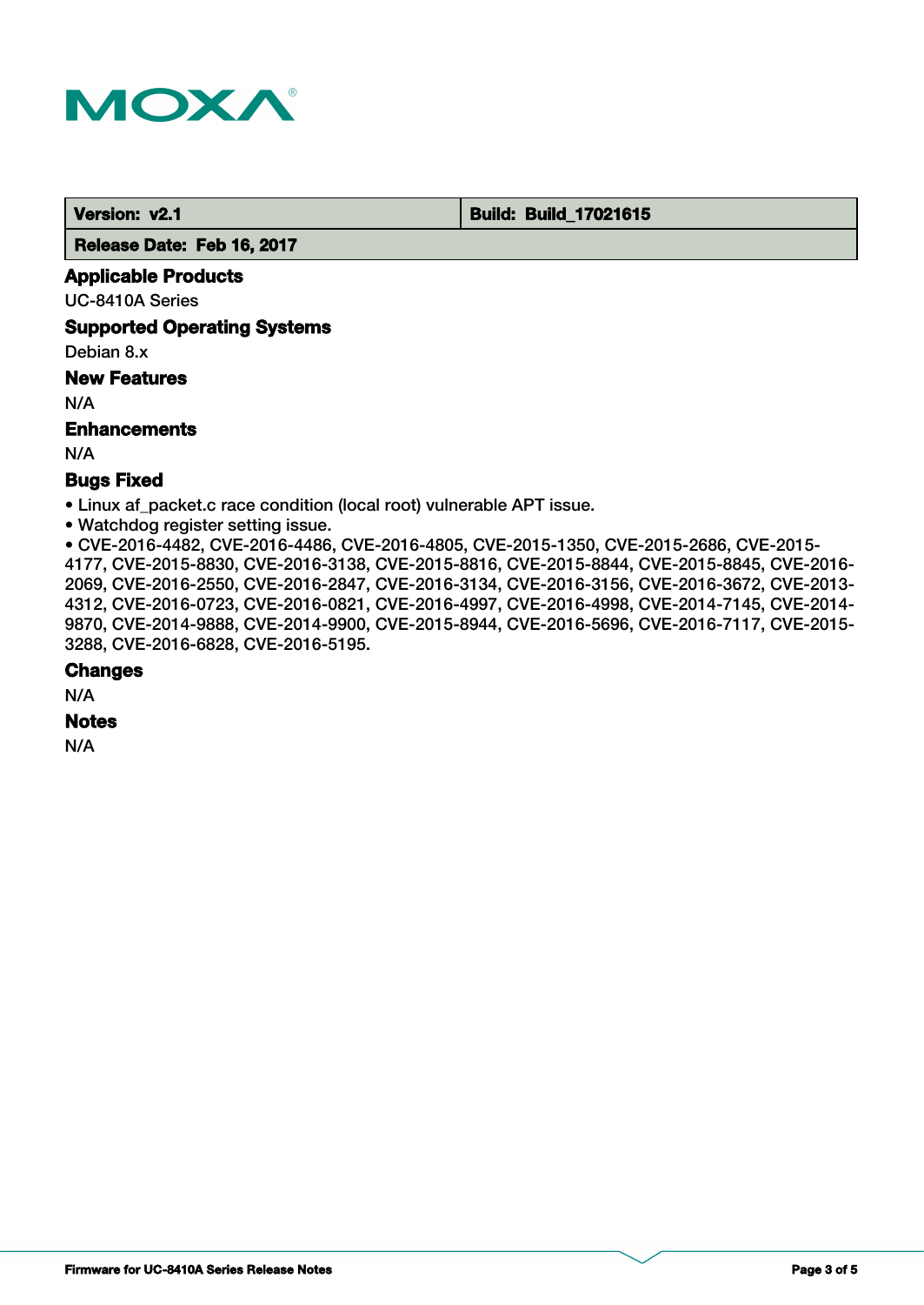| Version: v2.1 | Build: Build_17021615 |
| --- | --- |
| Release Date: Feb 16, 2017 | |

### Applicable Products

UC-8410A Series

### Supported Operating Systems

Debian 8.x

### New Features

N/A

### Enhancements

N/A

### Bugs Fixed

- Linux af_packet.c race condition (local root) vulnerable APT issue.
- Watchdog register setting issue.
- CVE-2016-4482, CVE-2016-4486, CVE-2016-4805, CVE-2015-1350, CVE-2015-2686, CVE-2015-4177, CVE-2015-8830, CVE-2016-3138, CVE-2015-8816, CVE-2015-8844, CVE-2015-8845, CVE-2016-2069, CVE-2016-2550, CVE-2016-2847, CVE-2016-3134, CVE-2016-3156, CVE-2016-3672, CVE-2013-4312, CVE-2016-0723, CVE-2016-0821, CVE-2016-4997, CVE-2016-4998, CVE-2014-7145, CVE-2014-9870, CVE-2014-9888, CVE-2014-9900, CVE-2015-8944, CVE-2016-5696, CVE-2016-7117, CVE-2015-3288, CVE-2016-6828, CVE-2016-5195.

### Changes

N/A

### Notes

N/A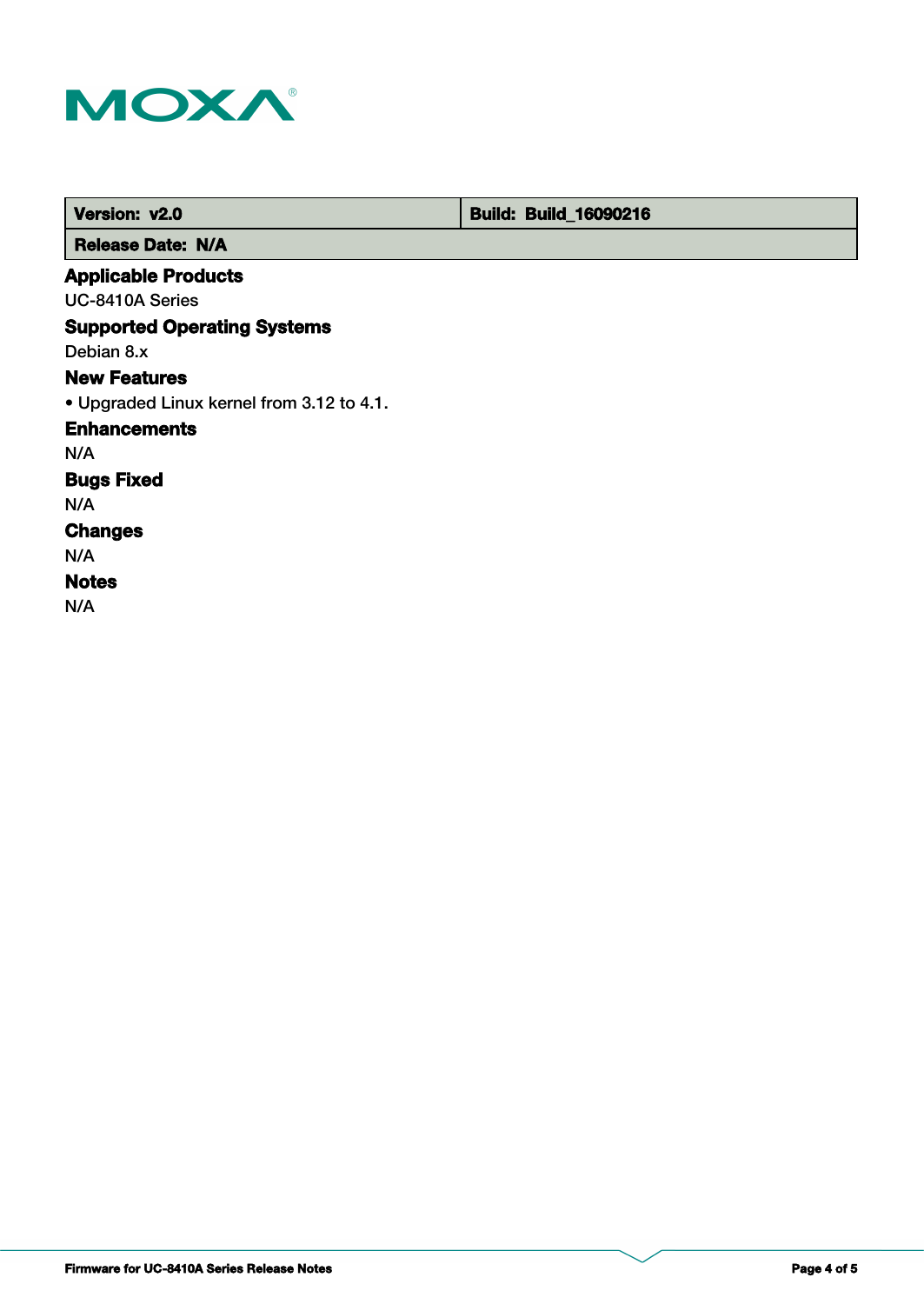| Version: v2.0 | Build: Build_16090216 |
| --- | --- |
| Release Date: N/A | |

## Applicable Products

UC-8410A Series

## Supported Operating Systems

Debian 8.x

## New Features

• Upgraded Linux kernel from 3.12 to 4.1.

## Enhancements

N/A

## Bugs Fixed

N/A

## Changes

N/A

## Notes

N/A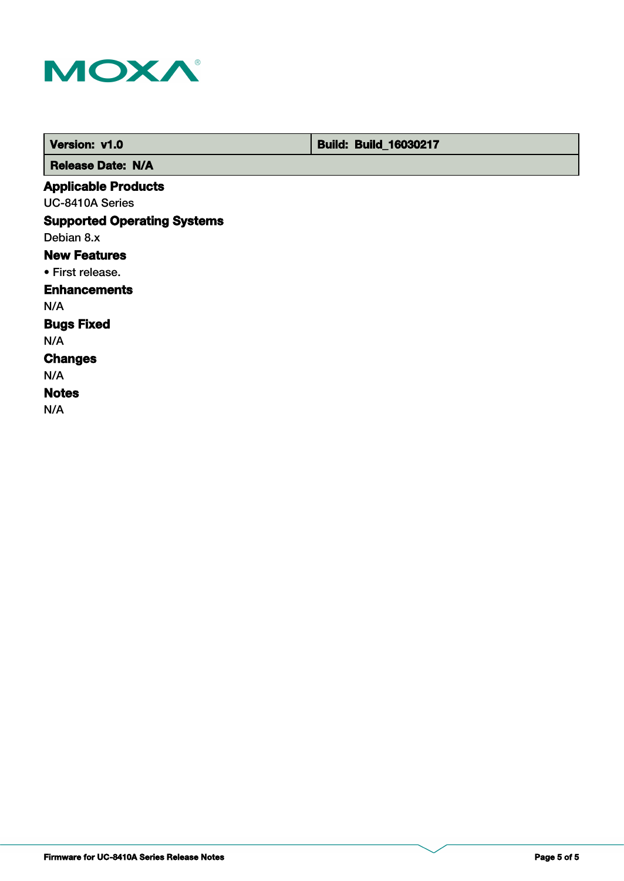| Version: v1.0 | Build: Build_16030217 |
| --- | --- |
| Release Date: N/A | |

### Applicable Products

UC-8410A Series

### Supported Operating Systems

Debian 8.x

### New Features

- First release.

### Enhancements

N/A

### Bugs Fixed

N/A

### Changes

N/A

### Notes

N/A